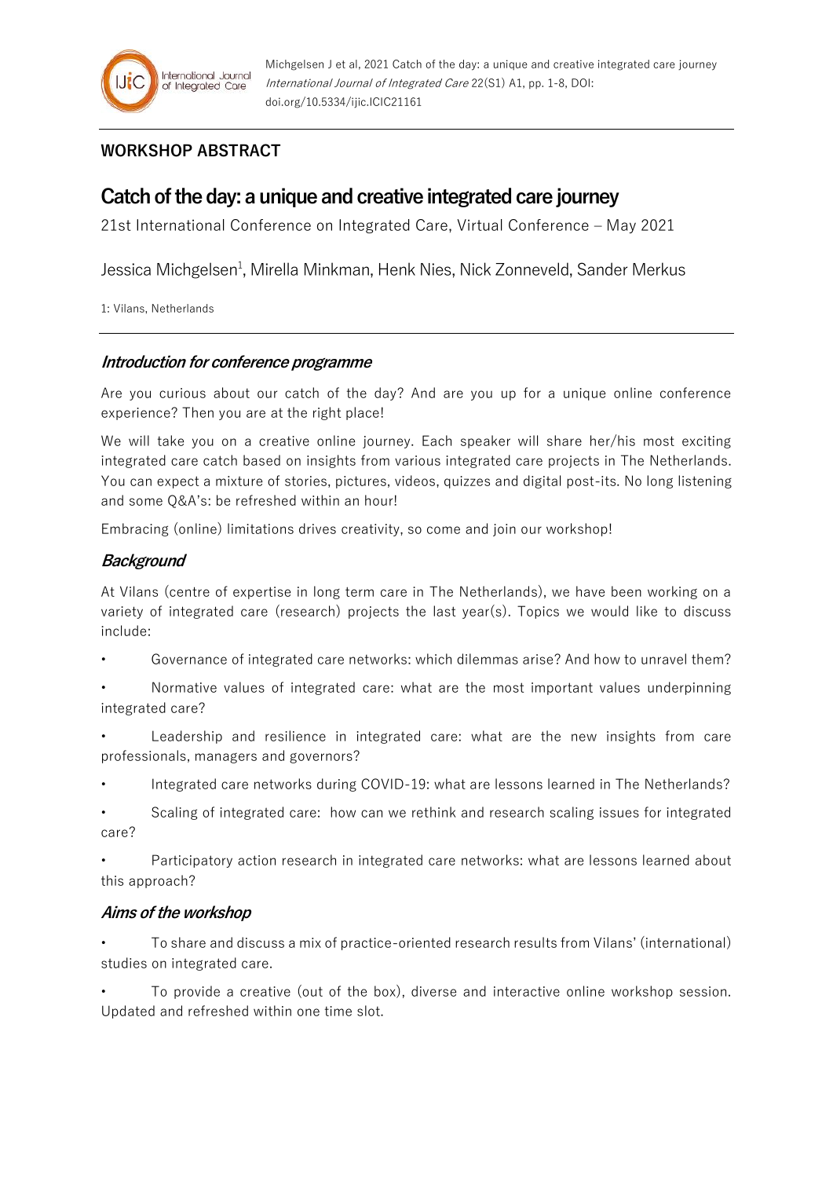**WORKSHOP ABSTRACT**

# Catch of the day: a unique and creative integrated care journey

21st International Conference on Integrated Care, Virtual Conference – May 2021

Jessica Michgelsen[1], Mirella Minkman, Henk Nies, Nick Zonneveld, Sander Merkus

1: Vilans, Netherlands

## *Introduction for conference programme*

Are you curious about our catch of the day? And are you up for a unique online conference experience? Then you are at the right place!

We will take you on a creative online journey. Each speaker will share her/his most exciting integrated care catch based on insights from various integrated care projects in The Netherlands. You can expect a mixture of stories, pictures, videos, quizzes and digital post-its. No long listening and some Q&A's: be refreshed within an hour!

Embracing (online) limitations drives creativity, so come and join our workshop!

## *Background*

At Vilans (centre of expertise in long term care in The Netherlands), we have been working on a variety of integrated care (research) projects the last year(s). Topics we would like to discuss include:

- Governance of integrated care networks: which dilemmas arise? And how to unravel them?
- Normative values of integrated care: what are the most important values underpinning integrated care?
- Leadership and resilience in integrated care: what are the new insights from care professionals, managers and governors?
- Integrated care networks during COVID-19: what are lessons learned in The Netherlands?
- Scaling of integrated care: how can we rethink and research scaling issues for integrated care?
- Participatory action research in integrated care networks: what are lessons learned about this approach?

## *Aims of the workshop*

- To share and discuss a mix of practice-oriented research results from Vilans' (international) studies on integrated care.
- To provide a creative (out of the box), diverse and interactive online workshop session. Updated and refreshed within one time slot.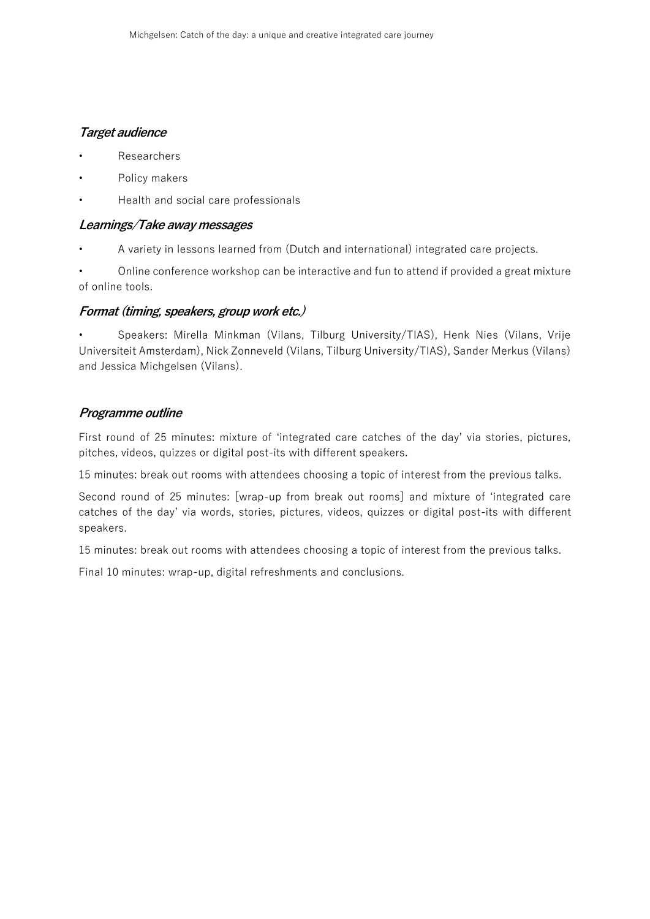### *Target audience*

- Researchers
- Policy makers
- Health and social care professionals

### *Learnings/Take away messages*

- A variety in lessons learned from (Dutch and international) integrated care projects.
- Online conference workshop can be interactive and fun to attend if provided a great mixture of online tools.

### *Format (timing, speakers, group work etc.)*

- Speakers: Mirella Minkman (Vilans, Tilburg University/TIAS), Henk Nies (Vilans, Vrije Universiteit Amsterdam), Nick Zonneveld (Vilans, Tilburg University/TIAS), Sander Merkus (Vilans) and Jessica Michgelsen (Vilans).

### *Programme outline*

First round of 25 minutes: mixture of 'integrated care catches of the day' via stories, pictures, pitches, videos, quizzes or digital post-its with different speakers.

15 minutes: break out rooms with attendees choosing a topic of interest from the previous talks.

Second round of 25 minutes: [wrap-up from break out rooms] and mixture of 'integrated care catches of the day' via words, stories, pictures, videos, quizzes or digital post-its with different speakers.

15 minutes: break out rooms with attendees choosing a topic of interest from the previous talks.

Final 10 minutes: wrap-up, digital refreshments and conclusions.